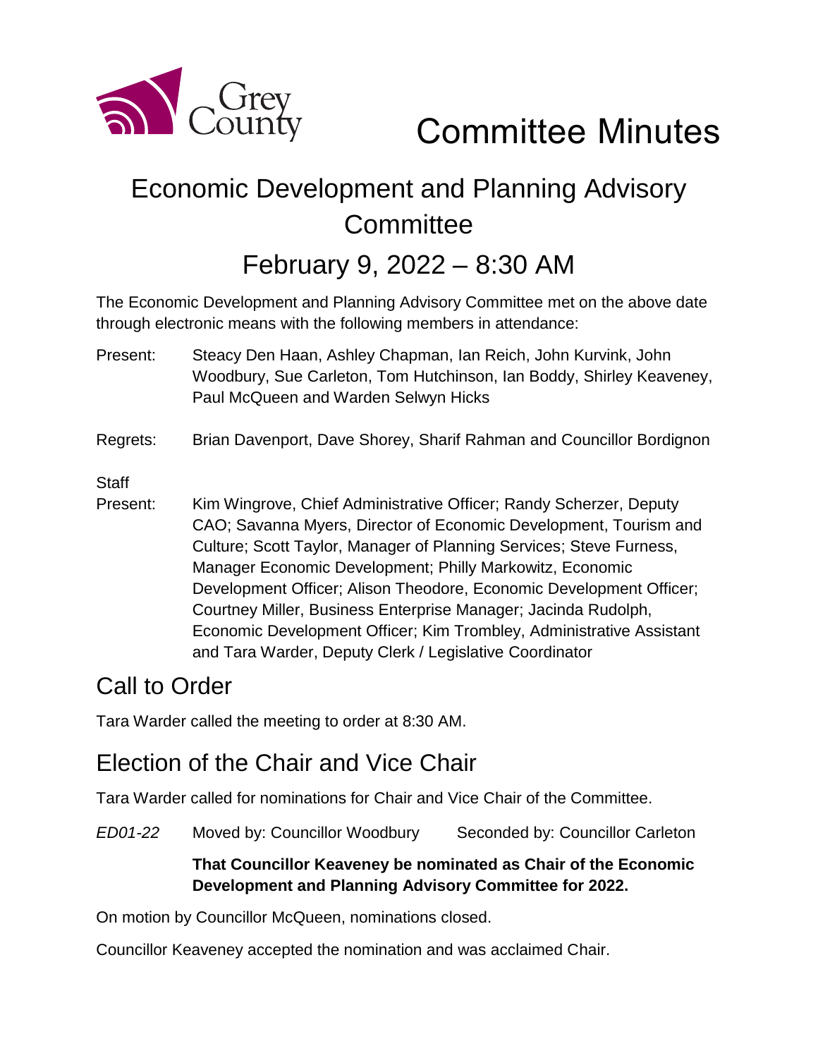# Committee Minutes

## Economic Development and Planning Advisory Committee

## February 9, 2022 – 8:30 AM

The Economic Development and Planning Advisory Committee met on the above date through electronic means with the following members in attendance:

Present: Steacy Den Haan, Ashley Chapman, Ian Reich, John Kurvink, John Woodbury, Sue Carleton, Tom Hutchinson, Ian Boddy, Shirley Keaveney, Paul McQueen and Warden Selwyn Hicks

Regrets: Brian Davenport, Dave Shorey, Sharif Rahman and Councillor Bordignon

Staff Present: Kim Wingrove, Chief Administrative Officer; Randy Scherzer, Deputy CAO; Savanna Myers, Director of Economic Development, Tourism and Culture; Scott Taylor, Manager of Planning Services; Steve Furness, Manager Economic Development; Philly Markowitz, Economic Development Officer; Alison Theodore, Economic Development Officer; Courtney Miller, Business Enterprise Manager; Jacinda Rudolph, Economic Development Officer; Kim Trombley, Administrative Assistant and Tara Warder, Deputy Clerk / Legislative Coordinator

## Call to Order

Tara Warder called the meeting to order at 8:30 AM.

## Election of the Chair and Vice Chair

Tara Warder called for nominations for Chair and Vice Chair of the Committee.

*ED01-22* Moved by: Councillor Woodbury Seconded by: Councillor Carleton

**That Councillor Keaveney be nominated as Chair of the Economic Development and Planning Advisory Committee for 2022.**

On motion by Councillor McQueen, nominations closed.

Councillor Keaveney accepted the nomination and was acclaimed Chair.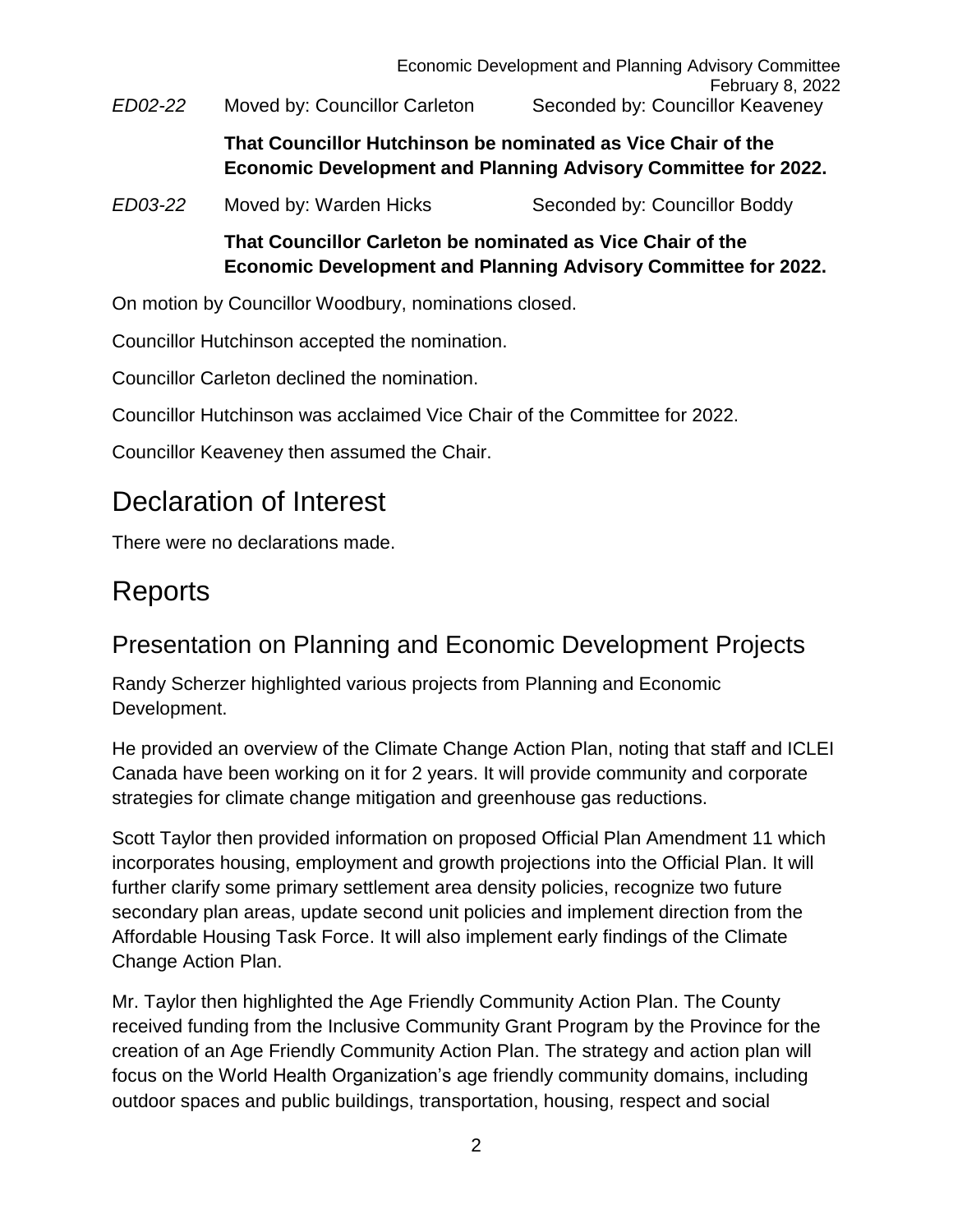*ED02-22* Moved by: Councillor Carleton Seconded by: Councillor Keaveney

**That Councillor Hutchinson be nominated as Vice Chair of the Economic Development and Planning Advisory Committee for 2022.**

*ED03-22* Moved by: Warden Hicks Seconded by: Councillor Boddy

**That Councillor Carleton be nominated as Vice Chair of the Economic Development and Planning Advisory Committee for 2022.**

On motion by Councillor Woodbury, nominations closed.

Councillor Hutchinson accepted the nomination.

Councillor Carleton declined the nomination.

Councillor Hutchinson was acclaimed Vice Chair of the Committee for 2022.

Councillor Keaveney then assumed the Chair.

# Declaration of Interest

There were no declarations made.

# Reports

## Presentation on Planning and Economic Development Projects

Randy Scherzer highlighted various projects from Planning and Economic Development.

He provided an overview of the Climate Change Action Plan, noting that staff and ICLEI Canada have been working on it for 2 years. It will provide community and corporate strategies for climate change mitigation and greenhouse gas reductions.

Scott Taylor then provided information on proposed Official Plan Amendment 11 which incorporates housing, employment and growth projections into the Official Plan. It will further clarify some primary settlement area density policies, recognize two future secondary plan areas, update second unit policies and implement direction from the Affordable Housing Task Force. It will also implement early findings of the Climate Change Action Plan.

Mr. Taylor then highlighted the Age Friendly Community Action Plan. The County received funding from the Inclusive Community Grant Program by the Province for the creation of an Age Friendly Community Action Plan. The strategy and action plan will focus on the World Health Organization's age friendly community domains, including outdoor spaces and public buildings, transportation, housing, respect and social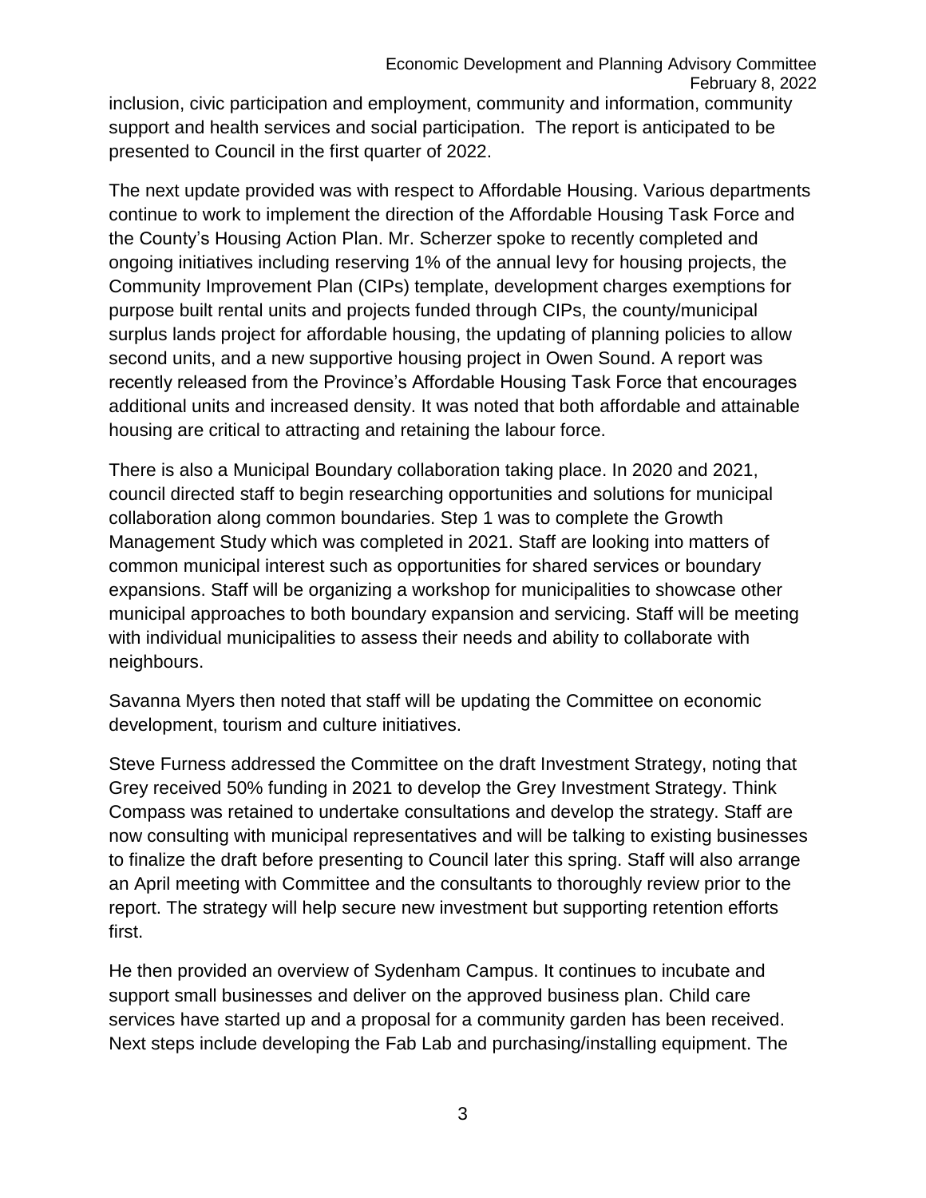inclusion, civic participation and employment, community and information, community support and health services and social participation. The report is anticipated to be presented to Council in the first quarter of 2022.

The next update provided was with respect to Affordable Housing. Various departments continue to work to implement the direction of the Affordable Housing Task Force and the County's Housing Action Plan. Mr. Scherzer spoke to recently completed and ongoing initiatives including reserving 1% of the annual levy for housing projects, the Community Improvement Plan (CIPs) template, development charges exemptions for purpose built rental units and projects funded through CIPs, the county/municipal surplus lands project for affordable housing, the updating of planning policies to allow second units, and a new supportive housing project in Owen Sound. A report was recently released from the Province's Affordable Housing Task Force that encourages additional units and increased density. It was noted that both affordable and attainable housing are critical to attracting and retaining the labour force.

There is also a Municipal Boundary collaboration taking place. In 2020 and 2021, council directed staff to begin researching opportunities and solutions for municipal collaboration along common boundaries. Step 1 was to complete the Growth Management Study which was completed in 2021. Staff are looking into matters of common municipal interest such as opportunities for shared services or boundary expansions. Staff will be organizing a workshop for municipalities to showcase other municipal approaches to both boundary expansion and servicing. Staff will be meeting with individual municipalities to assess their needs and ability to collaborate with neighbours.

Savanna Myers then noted that staff will be updating the Committee on economic development, tourism and culture initiatives.

Steve Furness addressed the Committee on the draft Investment Strategy, noting that Grey received 50% funding in 2021 to develop the Grey Investment Strategy. Think Compass was retained to undertake consultations and develop the strategy. Staff are now consulting with municipal representatives and will be talking to existing businesses to finalize the draft before presenting to Council later this spring. Staff will also arrange an April meeting with Committee and the consultants to thoroughly review prior to the report. The strategy will help secure new investment but supporting retention efforts first.

He then provided an overview of Sydenham Campus. It continues to incubate and support small businesses and deliver on the approved business plan. Child care services have started up and a proposal for a community garden has been received. Next steps include developing the Fab Lab and purchasing/installing equipment. The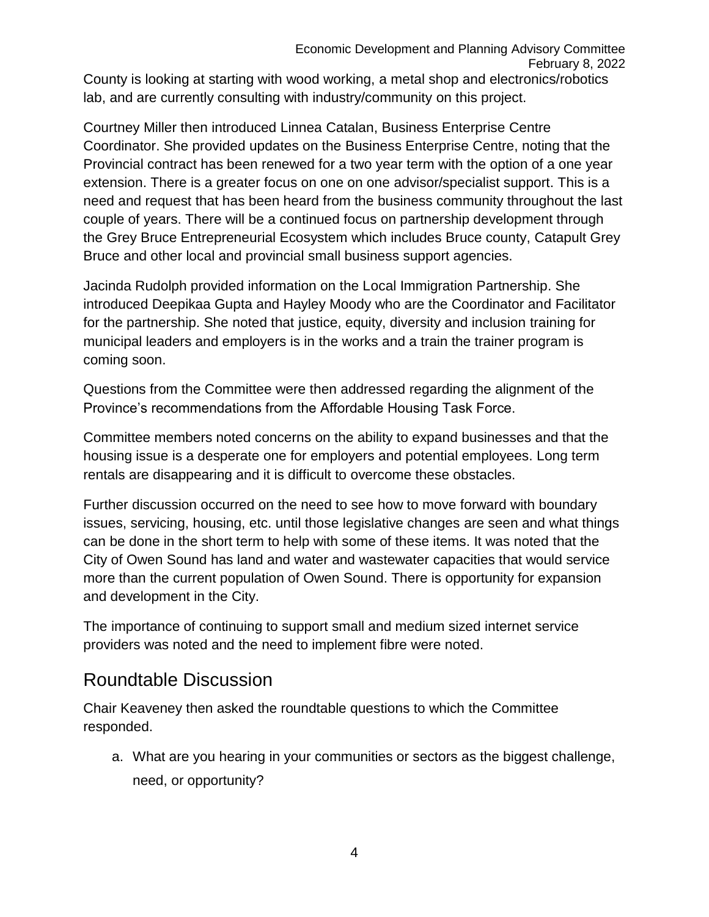County is looking at starting with wood working, a metal shop and electronics/robotics lab, and are currently consulting with industry/community on this project.

Courtney Miller then introduced Linnea Catalan, Business Enterprise Centre Coordinator. She provided updates on the Business Enterprise Centre, noting that the Provincial contract has been renewed for a two year term with the option of a one year extension. There is a greater focus on one on one advisor/specialist support. This is a need and request that has been heard from the business community throughout the last couple of years. There will be a continued focus on partnership development through the Grey Bruce Entrepreneurial Ecosystem which includes Bruce county, Catapult Grey Bruce and other local and provincial small business support agencies.

Jacinda Rudolph provided information on the Local Immigration Partnership. She introduced Deepikaa Gupta and Hayley Moody who are the Coordinator and Facilitator for the partnership. She noted that justice, equity, diversity and inclusion training for municipal leaders and employers is in the works and a train the trainer program is coming soon.

Questions from the Committee were then addressed regarding the alignment of the Province's recommendations from the Affordable Housing Task Force.

Committee members noted concerns on the ability to expand businesses and that the housing issue is a desperate one for employers and potential employees. Long term rentals are disappearing and it is difficult to overcome these obstacles.

Further discussion occurred on the need to see how to move forward with boundary issues, servicing, housing, etc. until those legislative changes are seen and what things can be done in the short term to help with some of these items. It was noted that the City of Owen Sound has land and water and wastewater capacities that would service more than the current population of Owen Sound. There is opportunity for expansion and development in the City.

The importance of continuing to support small and medium sized internet service providers was noted and the need to implement fibre were noted.

## Roundtable Discussion

Chair Keaveney then asked the roundtable questions to which the Committee responded.

a. What are you hearing in your communities or sectors as the biggest challenge, need, or opportunity?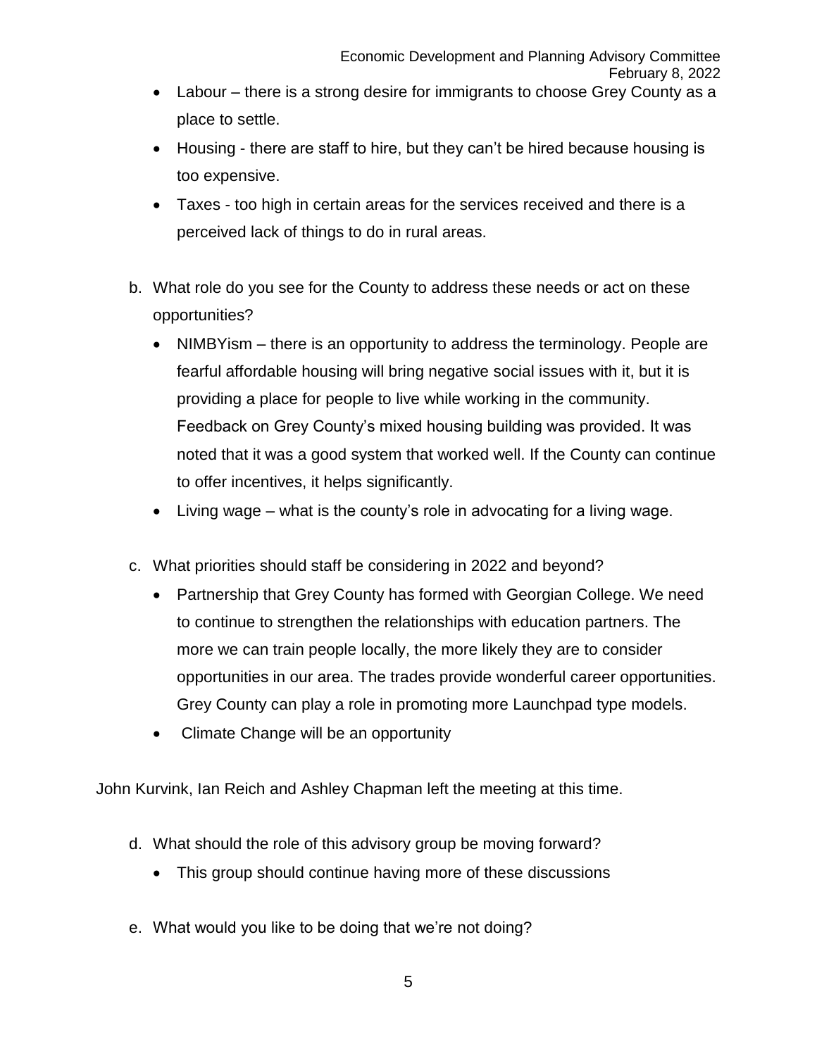- Labour – there is a strong desire for immigrants to choose Grey County as a place to settle.
- Housing - there are staff to hire, but they can't be hired because housing is too expensive.
- Taxes - too high in certain areas for the services received and there is a perceived lack of things to do in rural areas.

b. What role do you see for the County to address these needs or act on these opportunities?

- NIMBYism – there is an opportunity to address the terminology. People are fearful affordable housing will bring negative social issues with it, but it is providing a place for people to live while working in the community. Feedback on Grey County's mixed housing building was provided. It was noted that it was a good system that worked well. If the County can continue to offer incentives, it helps significantly.
- Living wage – what is the county's role in advocating for a living wage.

c. What priorities should staff be considering in 2022 and beyond?

- Partnership that Grey County has formed with Georgian College. We need to continue to strengthen the relationships with education partners. The more we can train people locally, the more likely they are to consider opportunities in our area. The trades provide wonderful career opportunities. Grey County can play a role in promoting more Launchpad type models.
- Climate Change will be an opportunity

John Kurvink, Ian Reich and Ashley Chapman left the meeting at this time.

d. What should the role of this advisory group be moving forward?

- This group should continue having more of these discussions

e. What would you like to be doing that we're not doing?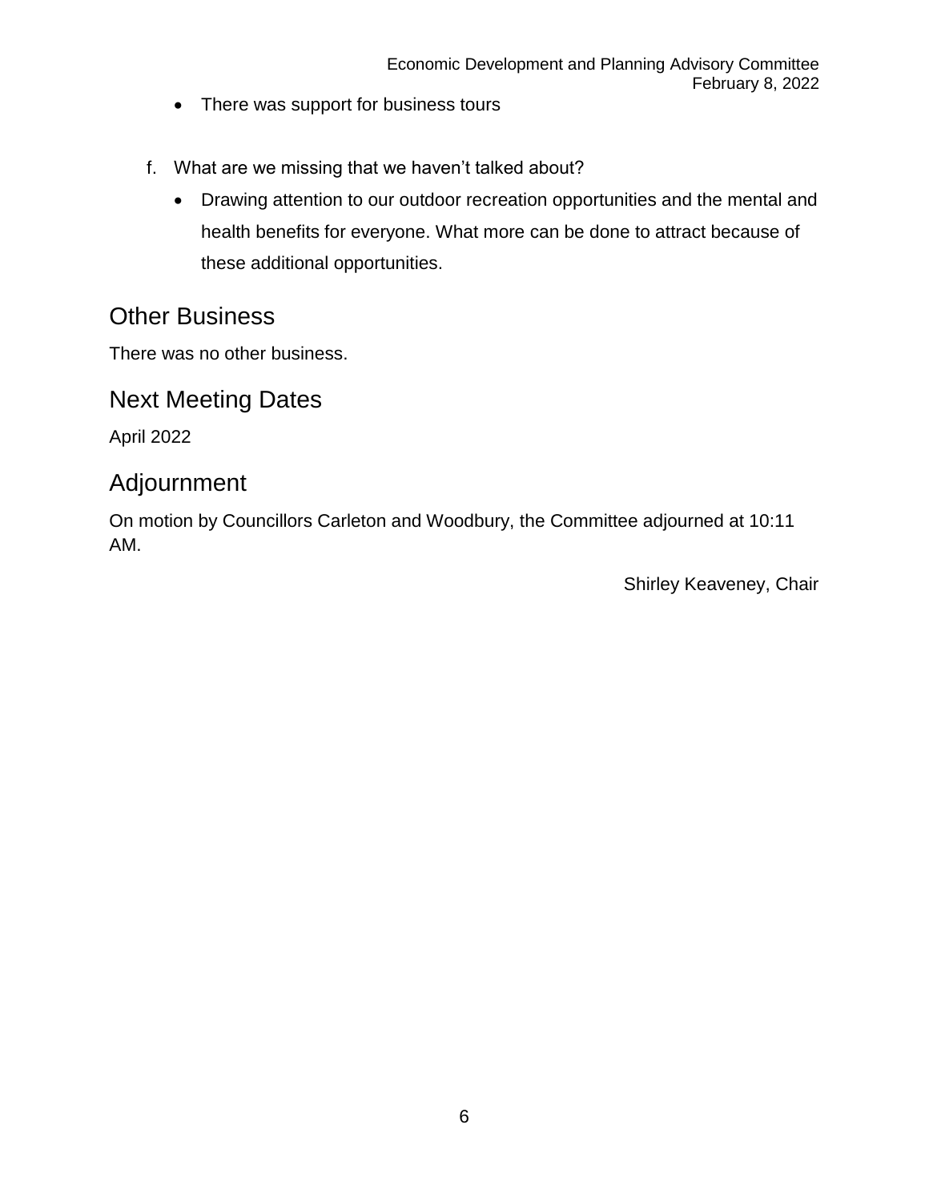- There was support for business tours

f. What are we missing that we haven't talked about?
   - Drawing attention to our outdoor recreation opportunities and the mental and health benefits for everyone. What more can be done to attract because of these additional opportunities.

## Other Business

There was no other business.

## Next Meeting Dates

April 2022

## Adjournment

On motion by Councillors Carleton and Woodbury, the Committee adjourned at 10:11 AM.

Shirley Keaveney, Chair